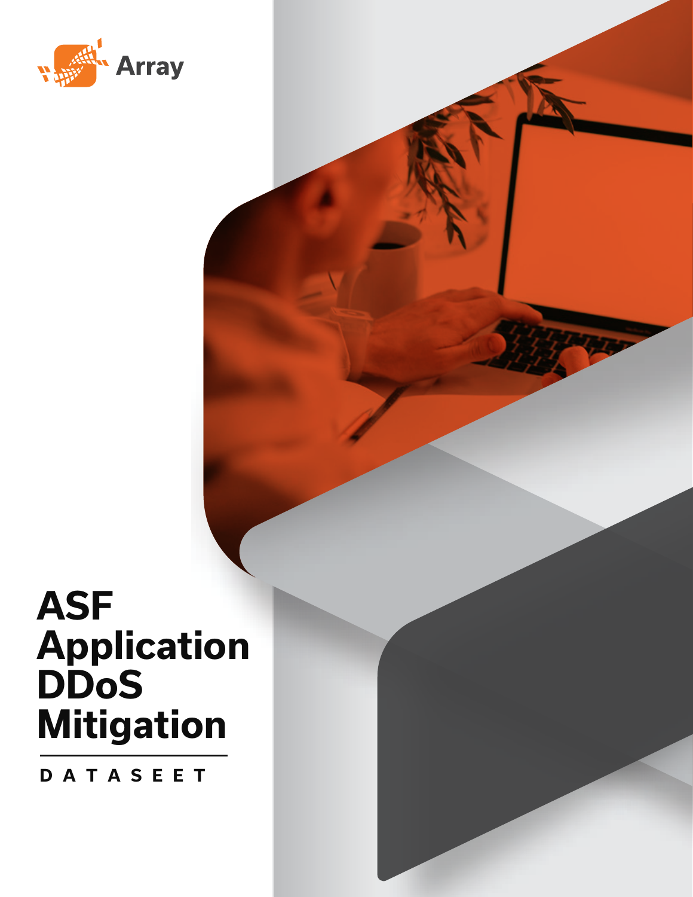Array

# ASF Application DDoS Mitigation

DATASEET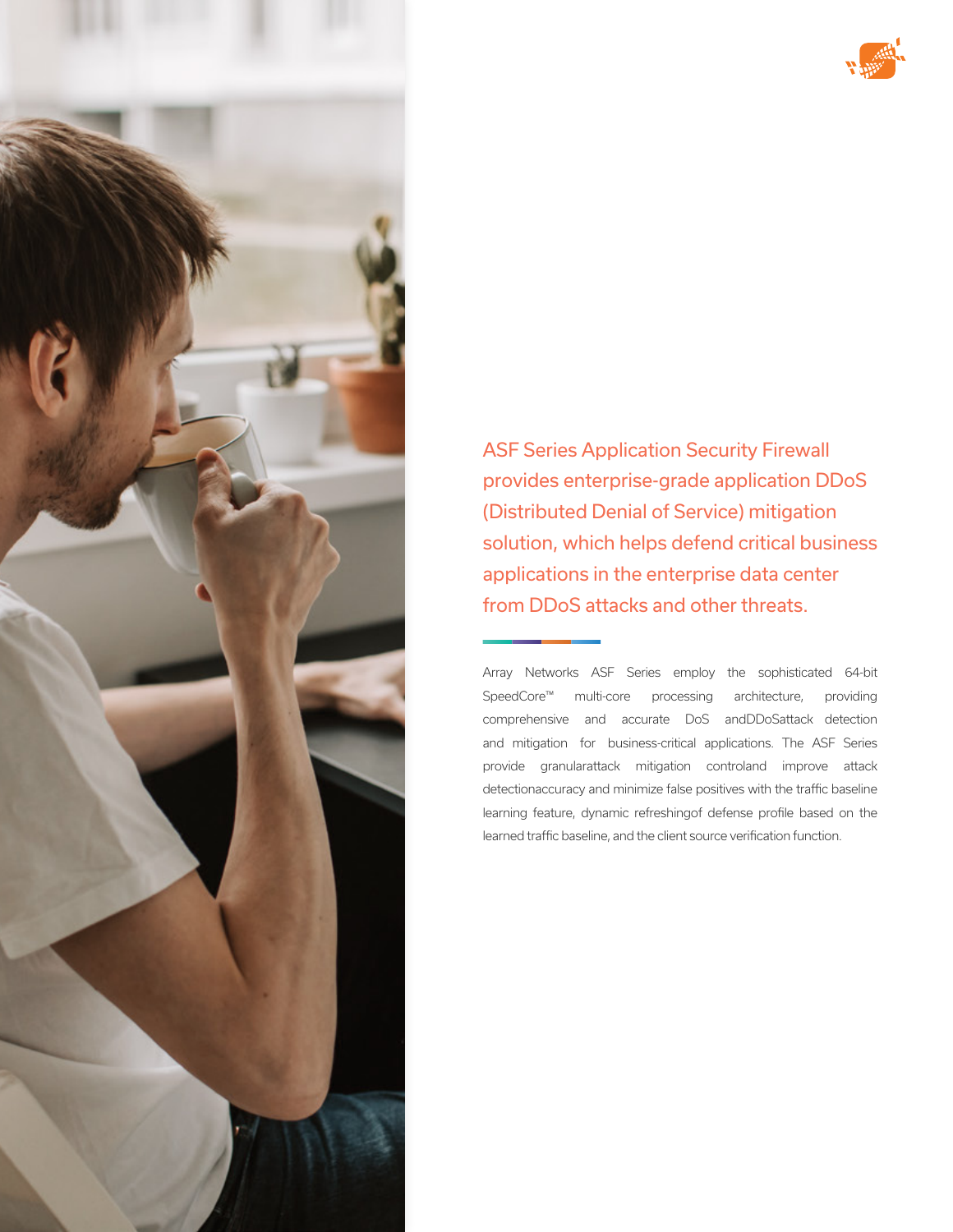ASF Series Application Security Firewall provides enterprise-grade application DDoS (Distributed Denial of Service) mitigation solution, which helps defend critical business applications in the enterprise data center from DDoS attacks and other threats.

Array Networks ASF Series employ the sophisticated 64-bit SpeedCore™ multi-core processing architecture, providing comprehensive and accurate DoS andDDoSattack detection and mitigation for business-critical applications. The ASF Series provide granularattack mitigation controland improve attack detectionaccuracy and minimize false positives with the traffic baseline learning feature, dynamic refreshingof defense profile based on the learned traffic baseline, and the client source verification function.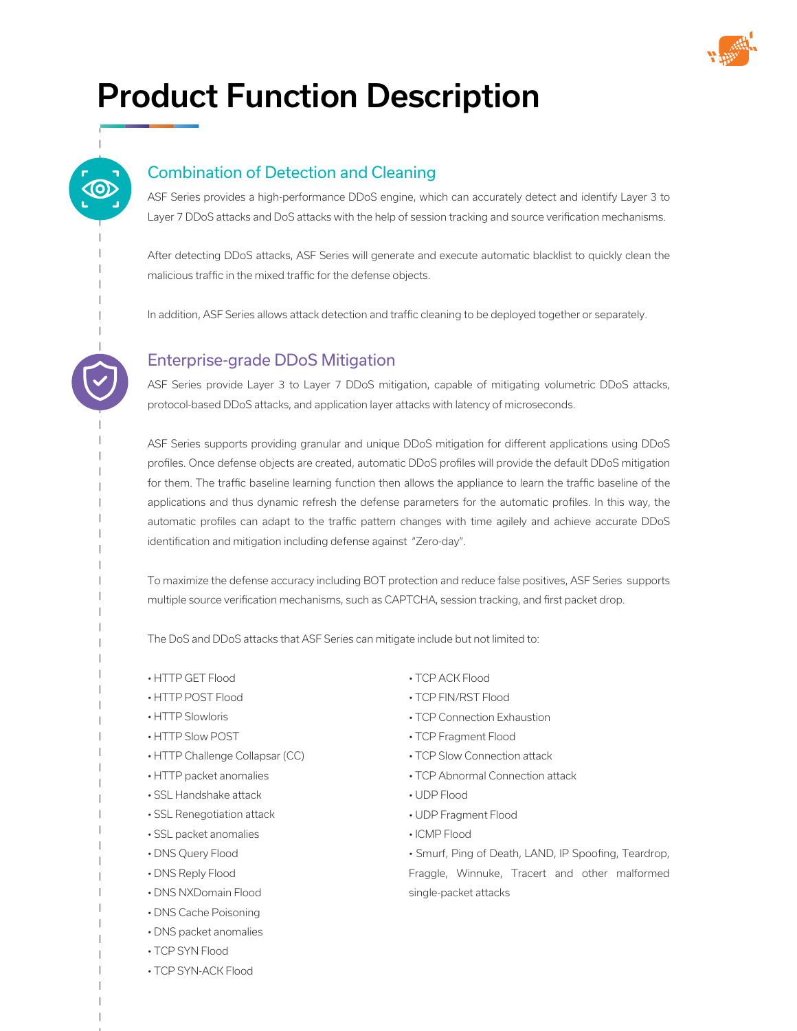# Product Function Description

## Combination of Detection and Cleaning

ASF Series provides a high-performance DDoS engine, which can accurately detect and identify Layer 3 to Layer 7 DDoS attacks and DoS attacks with the help of session tracking and source verification mechanisms.

After detecting DDoS attacks, ASF Series will generate and execute automatic blacklist to quickly clean the malicious traffic in the mixed traffic for the defense objects.

In addition, ASF Series allows attack detection and traffic cleaning to be deployed together or separately.

## Enterprise-grade DDoS Mitigation

ASF Series provide Layer 3 to Layer 7 DDoS mitigation, capable of mitigating volumetric DDoS attacks, protocol-based DDoS attacks, and application layer attacks with latency of microseconds.

ASF Series supports providing granular and unique DDoS mitigation for different applications using DDoS profiles. Once defense objects are created, automatic DDoS profiles will provide the default DDoS mitigation for them. The traffic baseline learning function then allows the appliance to learn the traffic baseline of the applications and thus dynamic refresh the defense parameters for the automatic profiles. In this way, the automatic profiles can adapt to the traffic pattern changes with time agilely and achieve accurate DDoS identification and mitigation including defense against "Zero-day".

To maximize the defense accuracy including BOT protection and reduce false positives, ASF Series supports multiple source verification mechanisms, such as CAPTCHA, session tracking, and first packet drop.

The DoS and DDoS attacks that ASF Series can mitigate include but not limited to:

- HTTP GET Flood
- HTTP POST Flood
- HTTP Slowloris
- HTTP Slow POST
- HTTP Challenge Collapsar (CC)
- HTTP packet anomalies
- SSL Handshake attack
- SSL Renegotiation attack
- SSL packet anomalies
- DNS Query Flood
- DNS Reply Flood
- DNS NXDomain Flood
- DNS Cache Poisoning
- DNS packet anomalies
- TCP SYN Flood
- TCP SYN-ACK Flood
- TCP ACK Flood
- TCP FIN/RST Flood
- TCP Connection Exhaustion
- TCP Fragment Flood
- TCP Slow Connection attack
- TCP Abnormal Connection attack
- UDP Flood
- UDP Fragment Flood
- ICMP Flood
- Smurf, Ping of Death, LAND, IP Spoofing, Teardrop, Fraggle, Winnuke, Tracert and other malformed single-packet attacks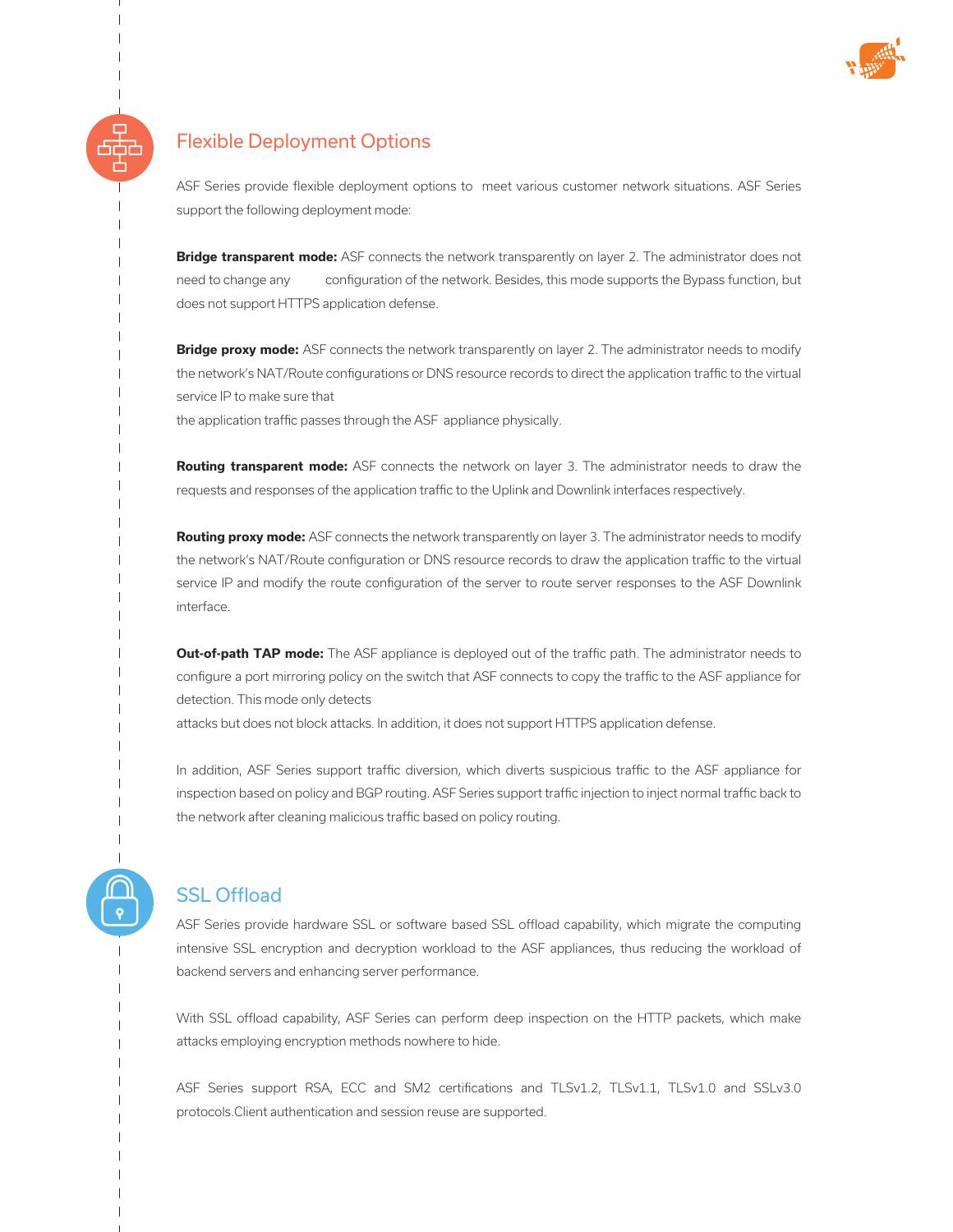## Flexible Deployment Options

ASF Series provide flexible deployment options to meet various customer network situations. ASF Series support the following deployment mode:

**Bridge transparent mode:** ASF connects the network transparently on layer 2. The administrator does not need to change any configuration of the network. Besides, this mode supports the Bypass function, but does not support HTTPS application defense.

**Bridge proxy mode:** ASF connects the network transparently on layer 2. The administrator needs to modify the network's NAT/Route configurations or DNS resource records to direct the application traffic to the virtual service IP to make sure that the application traffic passes through the ASF appliance physically.

**Routing transparent mode:** ASF connects the network on layer 3. The administrator needs to draw the requests and responses of the application traffic to the Uplink and Downlink interfaces respectively.

**Routing proxy mode:** ASF connects the network transparently on layer 3. The administrator needs to modify the network's NAT/Route configuration or DNS resource records to draw the application traffic to the virtual service IP and modify the route configuration of the server to route server responses to the ASF Downlink interface.

**Out-of-path TAP mode:** The ASF appliance is deployed out of the traffic path. The administrator needs to configure a port mirroring policy on the switch that ASF connects to copy the traffic to the ASF appliance for detection. This mode only detects attacks but does not block attacks. In addition, it does not support HTTPS application defense.

In addition, ASF Series support traffic diversion, which diverts suspicious traffic to the ASF appliance for inspection based on policy and BGP routing. ASF Series support traffic injection to inject normal traffic back to the network after cleaning malicious traffic based on policy routing.

## SSL Offload

ASF Series provide hardware SSL or software based SSL offload capability, which migrate the computing intensive SSL encryption and decryption workload to the ASF appliances, thus reducing the workload of backend servers and enhancing server performance.

With SSL offload capability, ASF Series can perform deep inspection on the HTTP packets, which make attacks employing encryption methods nowhere to hide.

ASF Series support RSA, ECC and SM2 certifications and TLSv1.2, TLSv1.1, TLSv1.0 and SSLv3.0 protocols.Client authentication and session reuse are supported.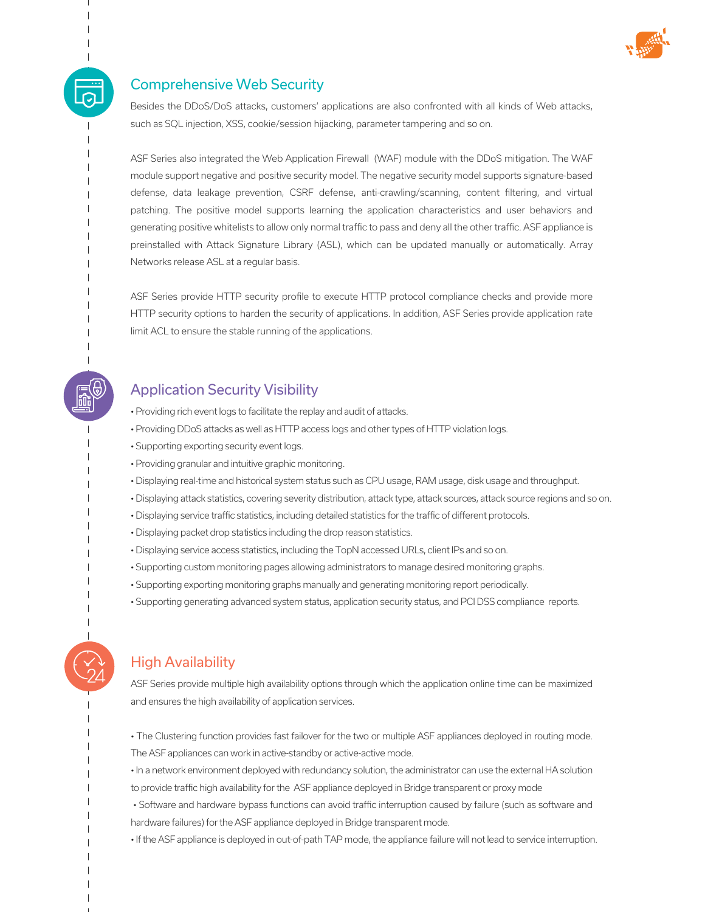## Comprehensive Web Security

Besides the DDoS/DoS attacks, customers' applications are also confronted with all kinds of Web attacks, such as SQL injection, XSS, cookie/session hijacking, parameter tampering and so on.

ASF Series also integrated the Web Application Firewall (WAF) module with the DDoS mitigation. The WAF module support negative and positive security model. The negative security model supports signature-based defense, data leakage prevention, CSRF defense, anti-crawling/scanning, content filtering, and virtual patching. The positive model supports learning the application characteristics and user behaviors and generating positive whitelists to allow only normal traffic to pass and deny all the other traffic. ASF appliance is preinstalled with Attack Signature Library (ASL), which can be updated manually or automatically. Array Networks release ASL at a regular basis.

ASF Series provide HTTP security profile to execute HTTP protocol compliance checks and provide more HTTP security options to harden the security of applications. In addition, ASF Series provide application rate limit ACL to ensure the stable running of the applications.

## Application Security Visibility

- Providing rich event logs to facilitate the replay and audit of attacks.
- Providing DDoS attacks as well as HTTP access logs and other types of HTTP violation logs.
- Supporting exporting security event logs.
- Providing granular and intuitive graphic monitoring.
- Displaying real-time and historical system status such as CPU usage, RAM usage, disk usage and throughput.
- Displaying attack statistics, covering severity distribution, attack type, attack sources, attack source regions and so on.
- Displaying service traffic statistics, including detailed statistics for the traffic of different protocols.
- Displaying packet drop statistics including the drop reason statistics.
- Displaying service access statistics, including the TopN accessed URLs, client IPs and so on.
- Supporting custom monitoring pages allowing administrators to manage desired monitoring graphs.
- Supporting exporting monitoring graphs manually and generating monitoring report periodically.
- Supporting generating advanced system status, application security status, and PCI DSS compliance reports.

## High Availability

ASF Series provide multiple high availability options through which the application online time can be maximized and ensures the high availability of application services.

- The Clustering function provides fast failover for the two or multiple ASF appliances deployed in routing mode. The ASF appliances can work in active-standby or active-active mode.
- In a network environment deployed with redundancy solution, the administrator can use the external HA solution to provide traffic high availability for the ASF appliance deployed in Bridge transparent or proxy mode
- Software and hardware bypass functions can avoid traffic interruption caused by failure (such as software and hardware failures) for the ASF appliance deployed in Bridge transparent mode.
- If the ASF appliance is deployed in out-of-path TAP mode, the appliance failure will not lead to service interruption.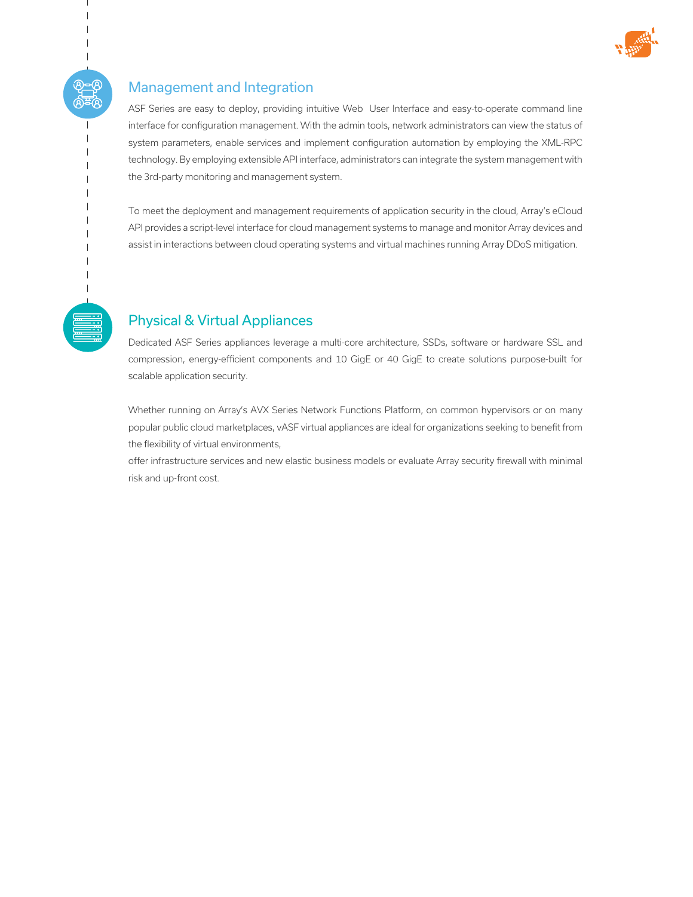## Management and Integration

ASF Series are easy to deploy, providing intuitive Web  User Interface and easy-to-operate command line interface for configuration management. With the admin tools, network administrators can view the status of system parameters, enable services and implement configuration automation by employing the XML-RPC technology. By employing extensible API interface, administrators can integrate the system management with the 3rd-party monitoring and management system.

To meet the deployment and management requirements of application security in the cloud, Array's eCloud API provides a script-level interface for cloud management systems to manage and monitor Array devices and assist in interactions between cloud operating systems and virtual machines running Array DDoS mitigation.

## Physical & Virtual Appliances

Dedicated ASF Series appliances leverage a multi-core architecture, SSDs, software or hardware SSL and compression, energy-efficient components and 10 GigE or 40 GigE to create solutions purpose-built for scalable application security.

Whether running on Array's AVX Series Network Functions Platform, on common hypervisors or on many popular public cloud marketplaces, vASF virtual appliances are ideal for organizations seeking to benefit from the flexibility of virtual environments,
offer infrastructure services and new elastic business models or evaluate Array security firewall with minimal risk and up-front cost.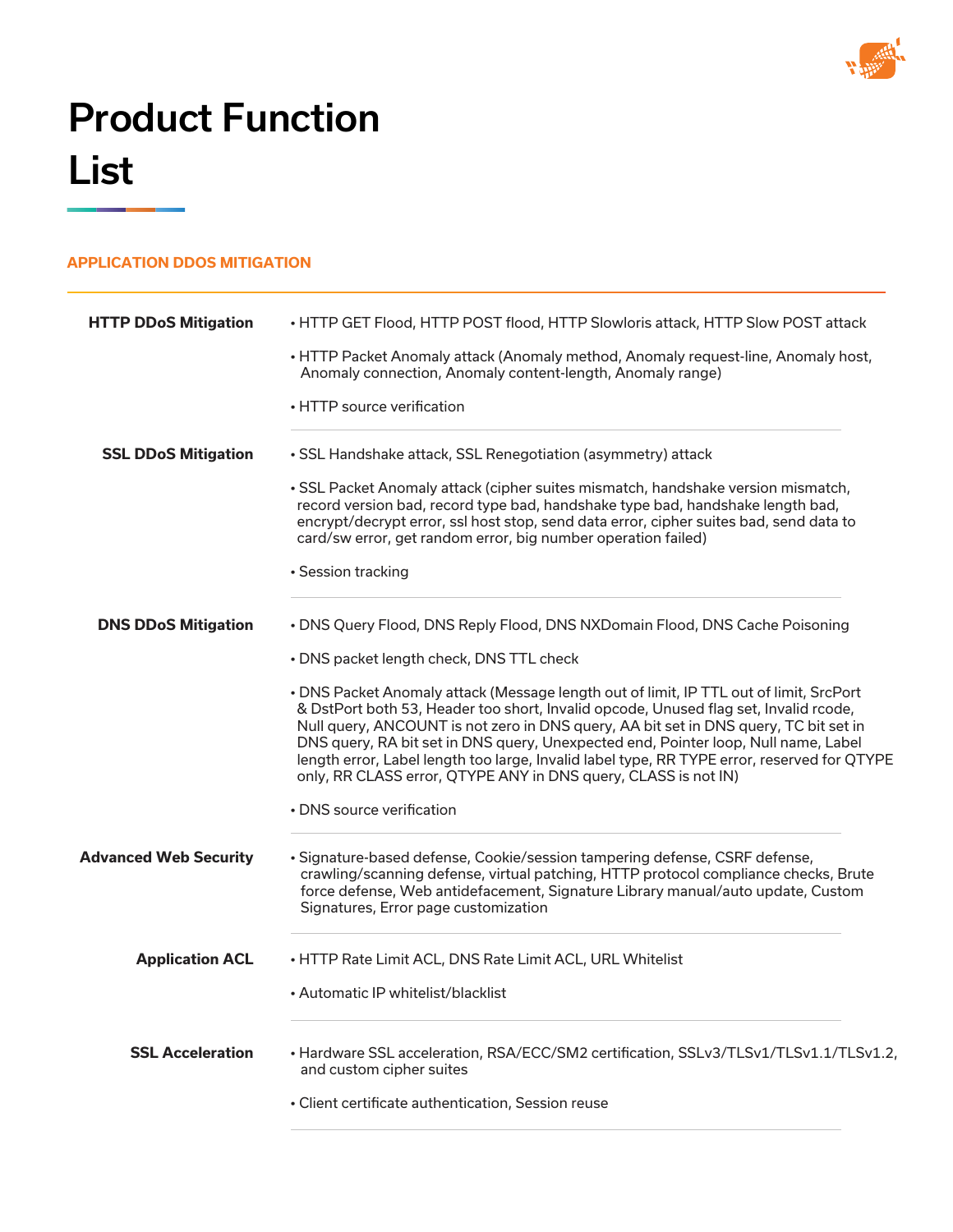# Product Function List

## APPLICATION DDOS MITIGATION

**HTTP DDoS Mitigation**

- HTTP GET Flood, HTTP POST flood, HTTP Slowloris attack, HTTP Slow POST attack
- HTTP Packet Anomaly attack (Anomaly method, Anomaly request-line, Anomaly host, Anomaly connection, Anomaly content-length, Anomaly range)
- HTTP source verification

**SSL DDoS Mitigation**

- SSL Handshake attack, SSL Renegotiation (asymmetry) attack
- SSL Packet Anomaly attack (cipher suites mismatch, handshake version mismatch, record version bad, record type bad, handshake type bad, handshake length bad, encrypt/decrypt error, ssl host stop, send data error, cipher suites bad, send data to card/sw error, get random error, big number operation failed)
- Session tracking

**DNS DDoS Mitigation**

- DNS Query Flood, DNS Reply Flood, DNS NXDomain Flood, DNS Cache Poisoning
- DNS packet length check, DNS TTL check
- DNS Packet Anomaly attack (Message length out of limit, IP TTL out of limit, SrcPort & DstPort both 53, Header too short, Invalid opcode, Unused flag set, Invalid rcode, Null query, ANCOUNT is not zero in DNS query, AA bit set in DNS query, TC bit set in DNS query, RA bit set in DNS query, Unexpected end, Pointer loop, Null name, Label length error, Label length too large, Invalid label type, RR TYPE error, reserved for QTYPE only, RR CLASS error, QTYPE ANY in DNS query, CLASS is not IN)
- DNS source verification

**Advanced Web Security**

- Signature-based defense, Cookie/session tampering defense, CSRF defense, crawling/scanning defense, virtual patching, HTTP protocol compliance checks, Brute force defense, Web antidefacement, Signature Library manual/auto update, Custom Signatures, Error page customization

**Application ACL**

- HTTP Rate Limit ACL, DNS Rate Limit ACL, URL Whitelist
- Automatic IP whitelist/blacklist

**SSL Acceleration**

- Hardware SSL acceleration, RSA/ECC/SM2 certification, SSLv3/TLSv1/TLSv1.1/TLSv1.2, and custom cipher suites
- Client certificate authentication, Session reuse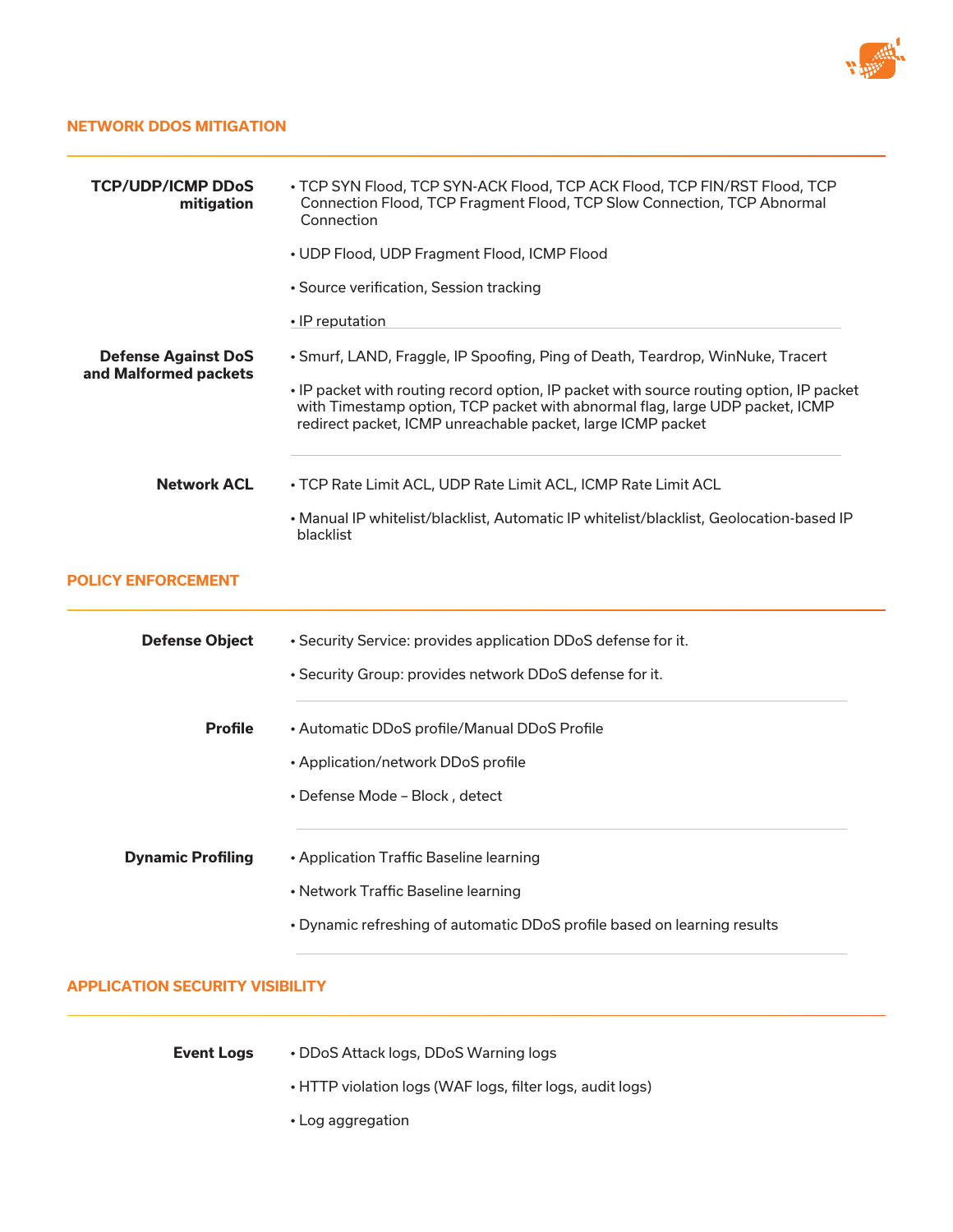## NETWORK DDOS MITIGATION

**TCP/UDP/ICMP DDoS mitigation**

- TCP SYN Flood, TCP SYN-ACK Flood, TCP ACK Flood, TCP FIN/RST Flood, TCP Connection Flood, TCP Fragment Flood, TCP Slow Connection, TCP Abnormal Connection
- UDP Flood, UDP Fragment Flood, ICMP Flood
- Source verification, Session tracking
- IP reputation

**Defense Against DoS and Malformed packets**

- Smurf, LAND, Fraggle, IP Spoofing, Ping of Death, Teardrop, WinNuke, Tracert
- IP packet with routing record option, IP packet with source routing option, IP packet with Timestamp option, TCP packet with abnormal flag, large UDP packet, ICMP redirect packet, ICMP unreachable packet, large ICMP packet

**Network ACL**

- TCP Rate Limit ACL, UDP Rate Limit ACL, ICMP Rate Limit ACL
- Manual IP whitelist/blacklist, Automatic IP whitelist/blacklist, Geolocation-based IP blacklist

## POLICY ENFORCEMENT

**Defense Object**

- Security Service: provides application DDoS defense for it.
- Security Group: provides network DDoS defense for it.

**Profile**

- Automatic DDoS profile/Manual DDoS Profile
- Application/network DDoS profile
- Defense Mode – Block , detect

**Dynamic Profiling**

- Application Traffic Baseline learning
- Network Traffic Baseline learning
- Dynamic refreshing of automatic DDoS profile based on learning results

## APPLICATION SECURITY VISIBILITY

**Event Logs**

- DDoS Attack logs, DDoS Warning logs
- HTTP violation logs (WAF logs, filter logs, audit logs)
- Log aggregation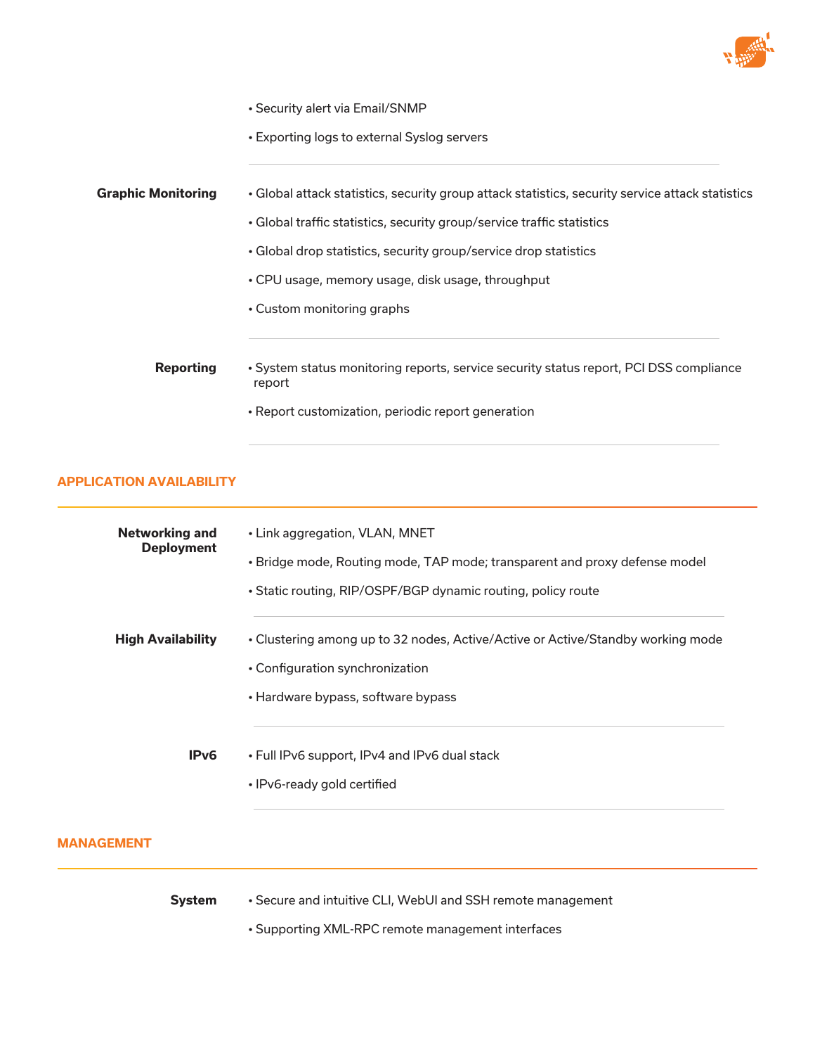- Security alert via Email/SNMP
- Exporting logs to external Syslog servers

**Graphic Monitoring**

- Global attack statistics, security group attack statistics, security service attack statistics
- Global traffic statistics, security group/service traffic statistics
- Global drop statistics, security group/service drop statistics
- CPU usage, memory usage, disk usage, throughput
- Custom monitoring graphs

**Reporting**

- System status monitoring reports, service security status report, PCI DSS compliance report
- Report customization, periodic report generation

## APPLICATION AVAILABILITY

**Networking and Deployment**

- Link aggregation, VLAN, MNET
- Bridge mode, Routing mode, TAP mode; transparent and proxy defense model
- Static routing, RIP/OSPF/BGP dynamic routing, policy route

**High Availability**

- Clustering among up to 32 nodes, Active/Active or Active/Standby working mode
- Configuration synchronization
- Hardware bypass, software bypass

**IPv6**

- Full IPv6 support, IPv4 and IPv6 dual stack
- IPv6-ready gold certified

## MANAGEMENT

**System**

- Secure and intuitive CLI, WebUI and SSH remote management
- Supporting XML-RPC remote management interfaces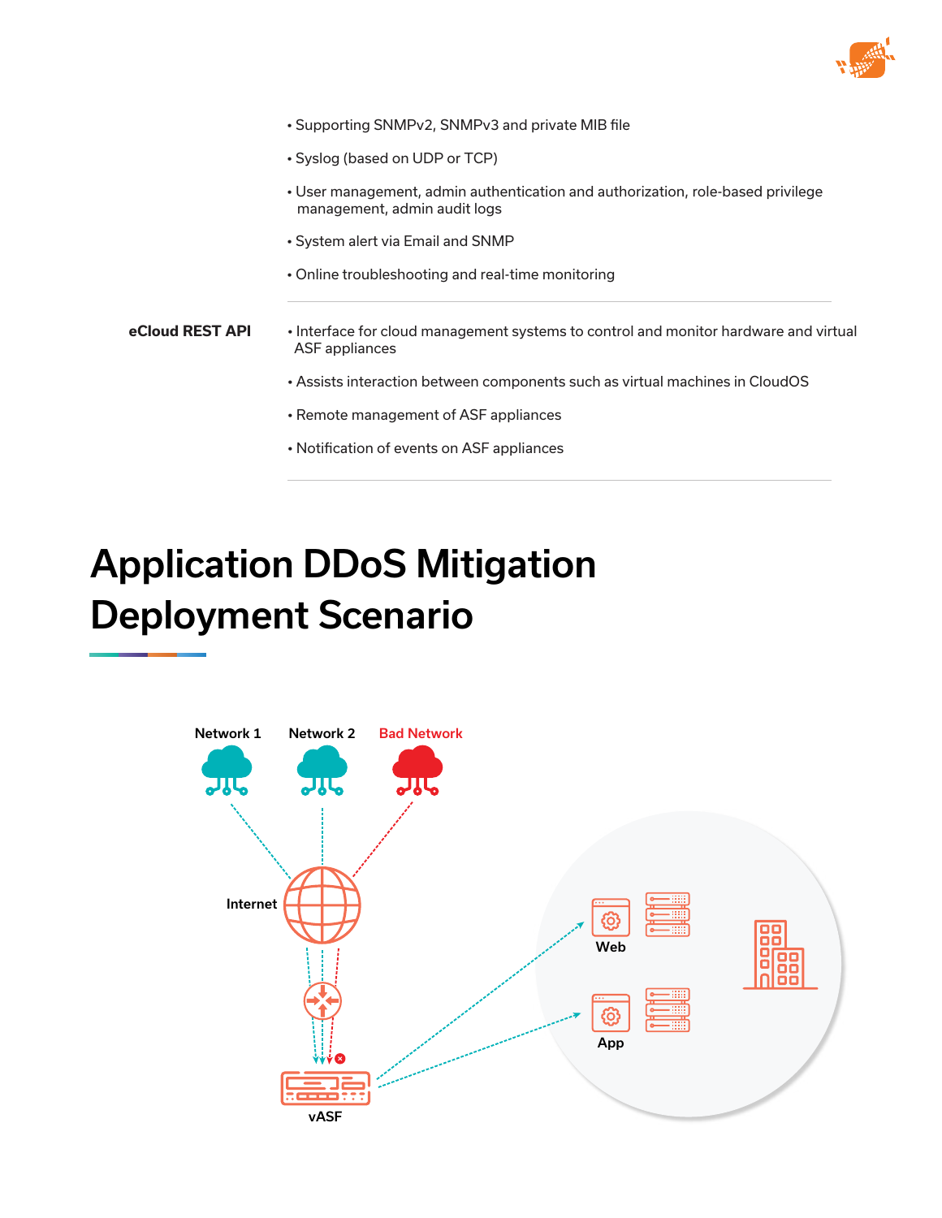• Supporting SNMPv2, SNMPv3 and private MIB file

• Syslog (based on UDP or TCP)

• User management, admin authentication and authorization, role-based privilege management, admin audit logs

• System alert via Email and SNMP

• Online troubleshooting and real-time monitoring

**eCloud REST API**

• Interface for cloud management systems to control and monitor hardware and virtual ASF appliances

• Assists interaction between components such as virtual machines in CloudOS

• Remote management of ASF appliances

• Notification of events on ASF appliances

# Application DDoS Mitigation Deployment Scenario

Network 1
Network 2
Bad Network
Internet
vASF
Web
App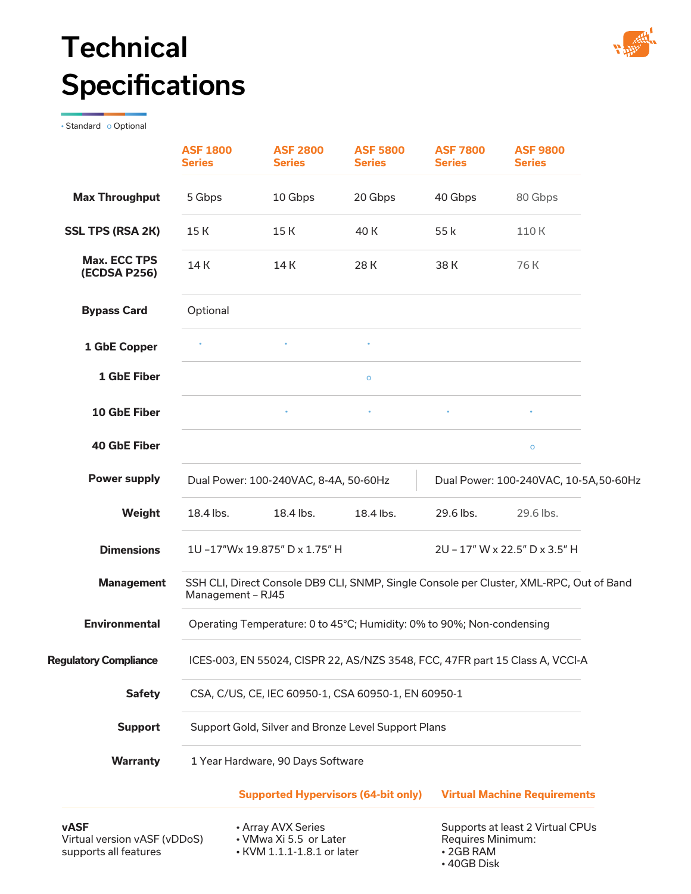# Technical Specifications

• Standard o Optional

| | ASF 1800 Series | ASF 2800 Series | ASF 5800 Series | ASF 7800 Series | ASF 9800 Series |
|---|---|---|---|---|---|
| **Max Throughput** | 5 Gbps | 10 Gbps | 20 Gbps | 40 Gbps | 80 Gbps |
| **SSL TPS (RSA 2K)** | 15 K | 15 K | 40 K | 55 k | 110 K |
| **Max. ECC TPS (ECDSA P256)** | 14 K | 14 K | 28 K | 38 K | 76 K |
| **Bypass Card** | Optional | | | | |
| **1 GbE Copper** | • | • | • | | |
| **1 GbE Fiber** | | | o | | |
| **10 GbE Fiber** | | • | • | • | • |
| **40 GbE Fiber** | | | | | o |
| **Power supply** | Dual Power: 100-240VAC, 8-4A, 50-60Hz | | | Dual Power: 100-240VAC, 10-5A,50-60Hz | |
| **Weight** | 18.4 lbs. | 18.4 lbs. | 18.4 lbs. | 29.6 lbs. | 29.6 lbs. |
| **Dimensions** | 1U –17″Wx 19.875″ D x 1.75″ H | | | 2U – 17″ W x 22.5″ D x 3.5″ H | |
| **Management** | SSH CLI, Direct Console DB9 CLI, SNMP, Single Console per Cluster, XML-RPC, Out of Band Management – RJ45 | | | | |
| **Environmental** | Operating Temperature: 0 to 45°C; Humidity: 0% to 90%; Non-condensing | | | | |
| **Regulatory Compliance** | ICES-003, EN 55024, CISPR 22, AS/NZS 3548, FCC, 47FR part 15 Class A, VCCI-A | | | | |
| **Safety** | CSA, C/US, CE, IEC 60950-1, CSA 60950-1, EN 60950-1 | | | | |
| **Support** | Support Gold, Silver and Bronze Level Support Plans | | | | |
| **Warranty** | 1 Year Hardware, 90 Days Software | | | | |

| | Supported Hypervisors (64-bit only) | Virtual Machine Requirements |
|---|---|---|
| **vASF**<br>Virtual version vASF (vDDoS) supports all features | • Array AVX Series<br>• VMwa Xi 5.5 or Later<br>• KVM 1.1.1-1.8.1 or later | Supports at least 2 Virtual CPUs<br>Requires Minimum:<br>• 2GB RAM<br>• 40GB Disk |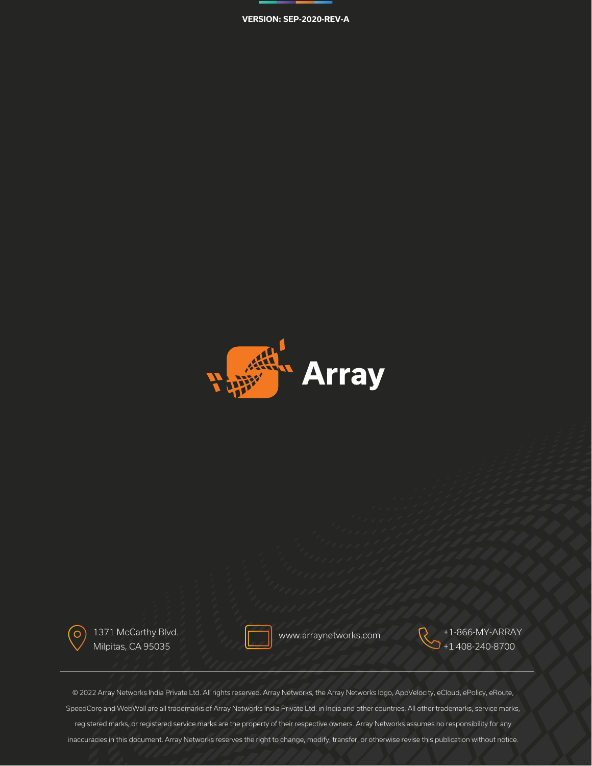VERSION: SEP-2020-REV-A

Array

1371 McCarthy Blvd.
Milpitas, CA 95035

www.arraynetworks.com

+1-866-MY-ARRAY
+1 408-240-8700

---

© 2022 Array Networks India Private Ltd. All rights reserved. Array Networks, the Array Networks logo, AppVelocity, eCloud, ePolicy, eRoute, SpeedCore and WebWall are all trademarks of Array Networks India Private Ltd. in India and other countries. All other trademarks, service marks, registered marks, or registered service marks are the property of their respective owners. Array Networks assumes no responsibility for any inaccuracies in this document. Array Networks reserves the right to change, modify, transfer, or otherwise revise this publication without notice.